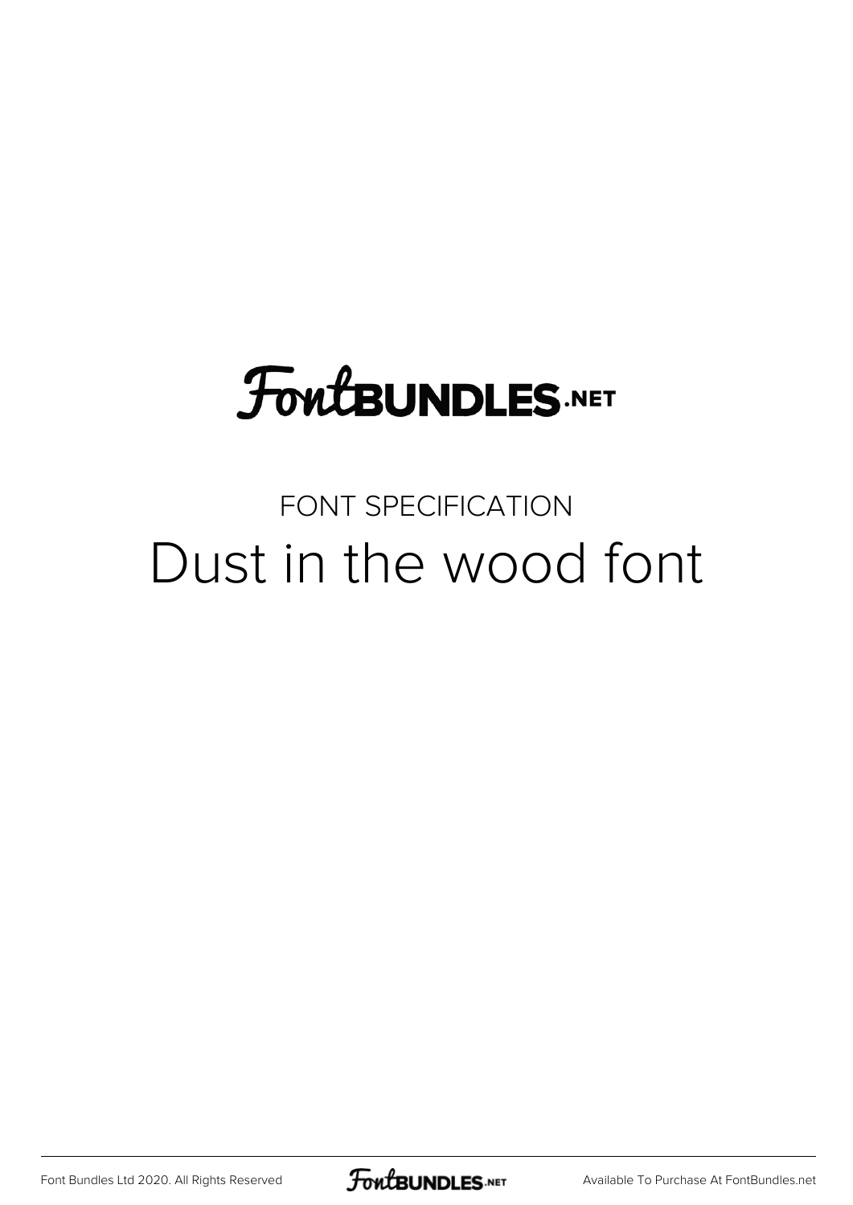FontBUNDLES.NET

FONT SPECIFICATION

# Dust in the wood font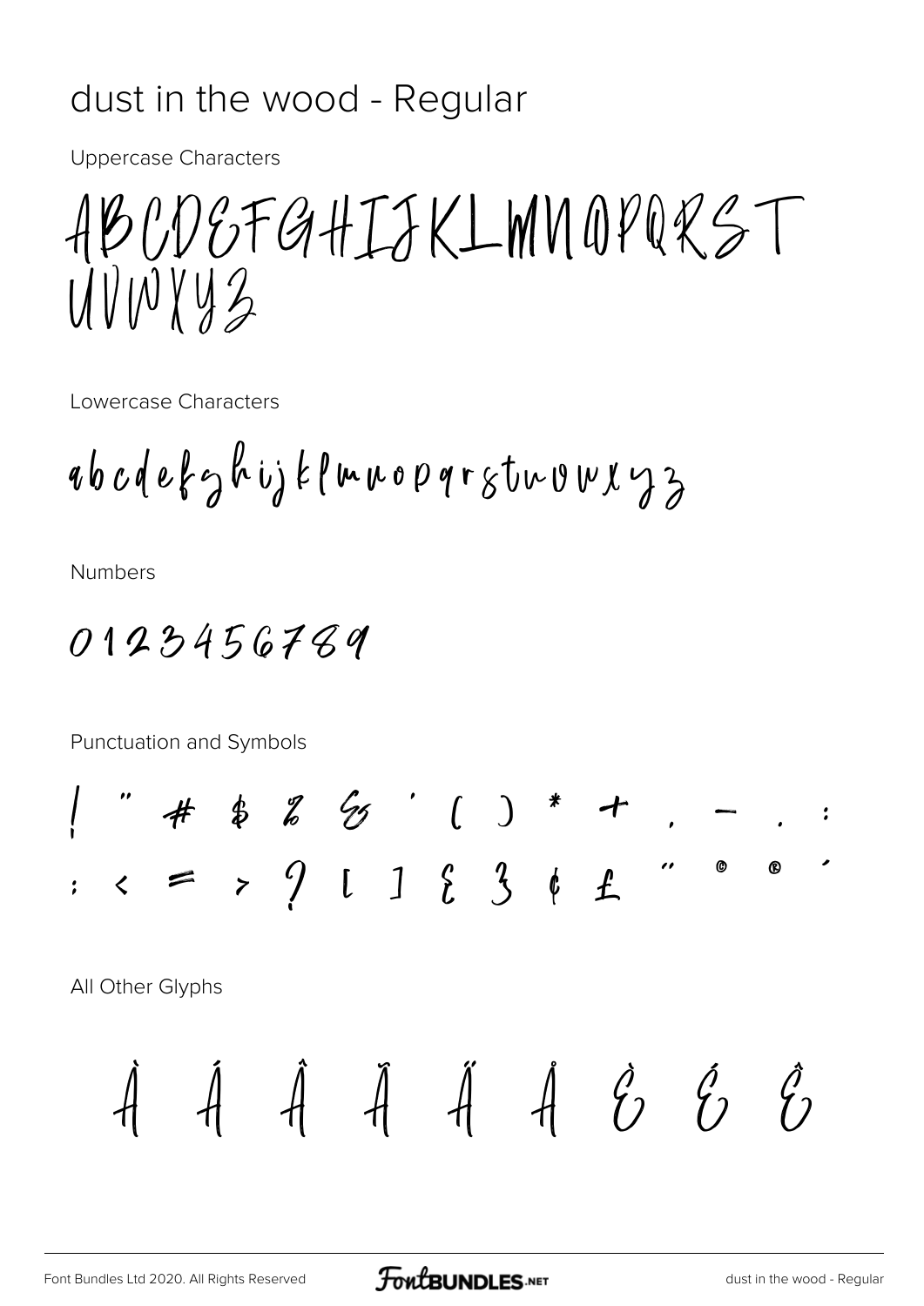# dust in the wood - Regular

Uppercase Characters

ABCDEFGHIJKLMNOPQRST
UVWXYZ

Lowercase Characters

abcdefghijklmnopqrstuvwxyz

Numbers

0123456789

Punctuation and Symbols

! " # $ % & ' ( ) * + , - . :
; < = > ? [ ] { } ¢ £ " © ® ´

All Other Glyphs

À Á Â Ã Ä Å È É Ê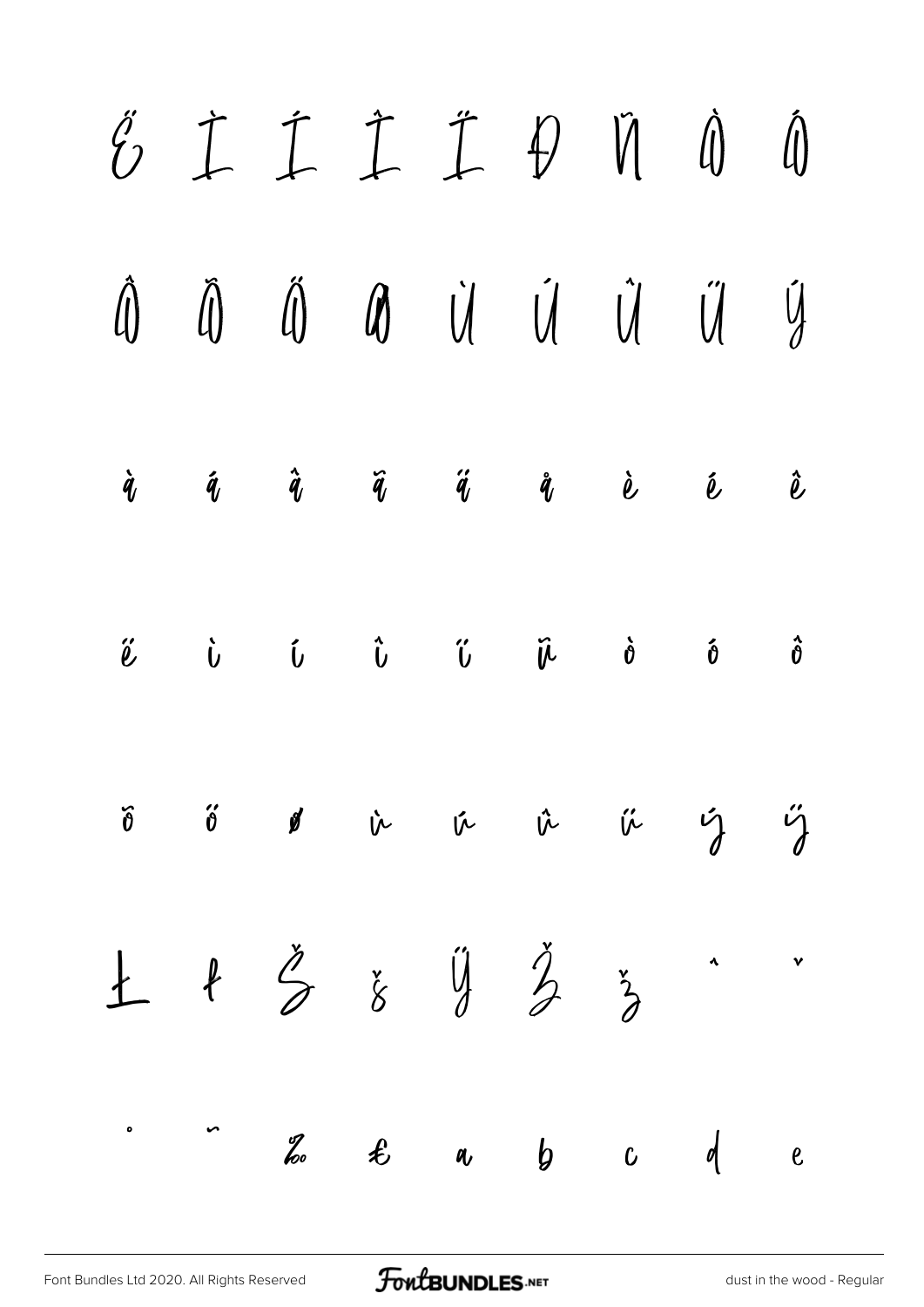Ë Ì Í Î Ï Ð Ñ Ò Ó

Ô Õ Ö Ø Ù Ú Û Ü Ý

à á â ã ä å è é ê

ë ì í î ï ñ ò ó ô

õ ö ø ù ú û ü ý ÿ

Ł ł Š š Ÿ Ž ž ˆ ˇ

˚ ˜ ‰ € a b c d e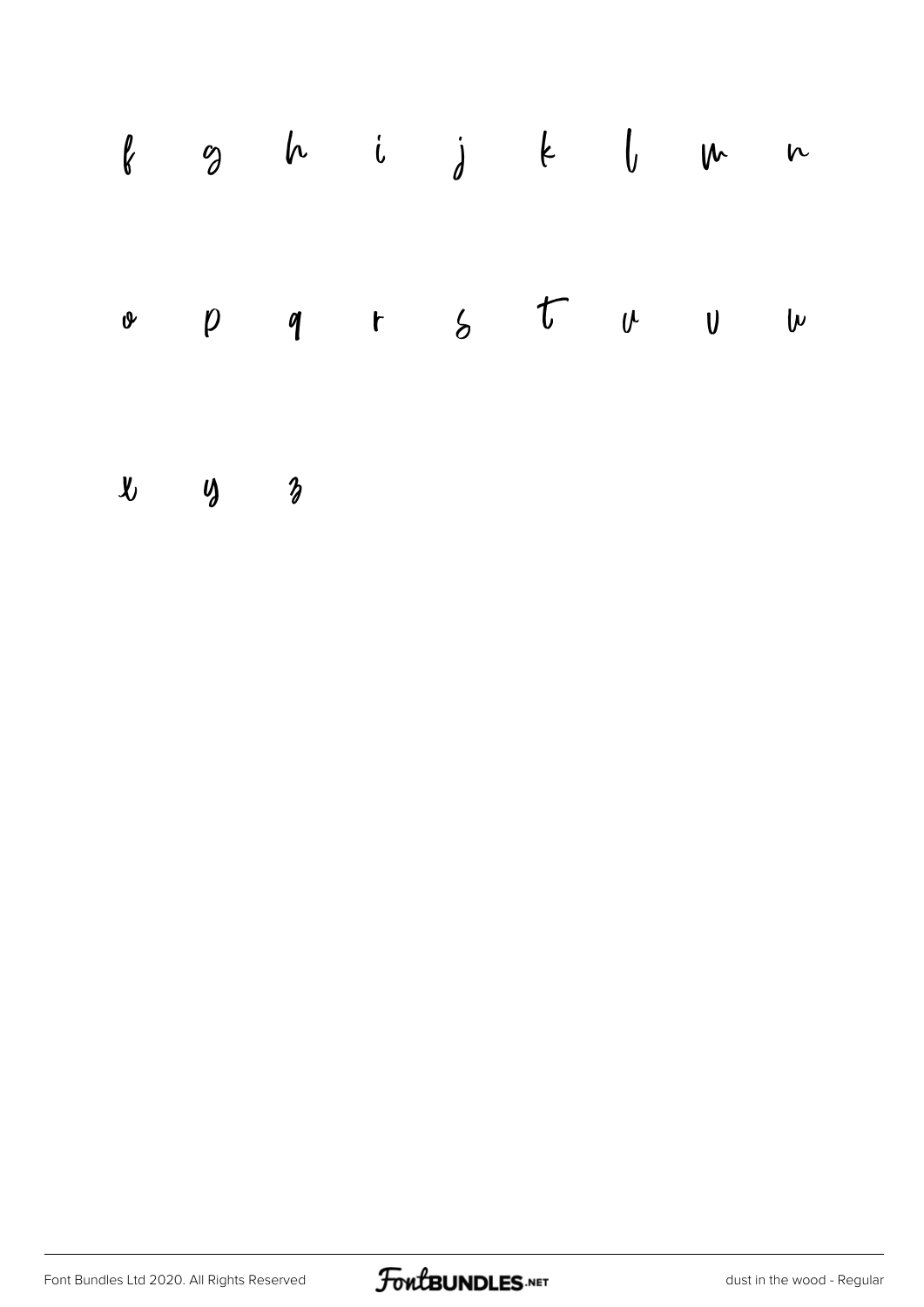f g h i j k l m n

o p q r s t u v w

x y z